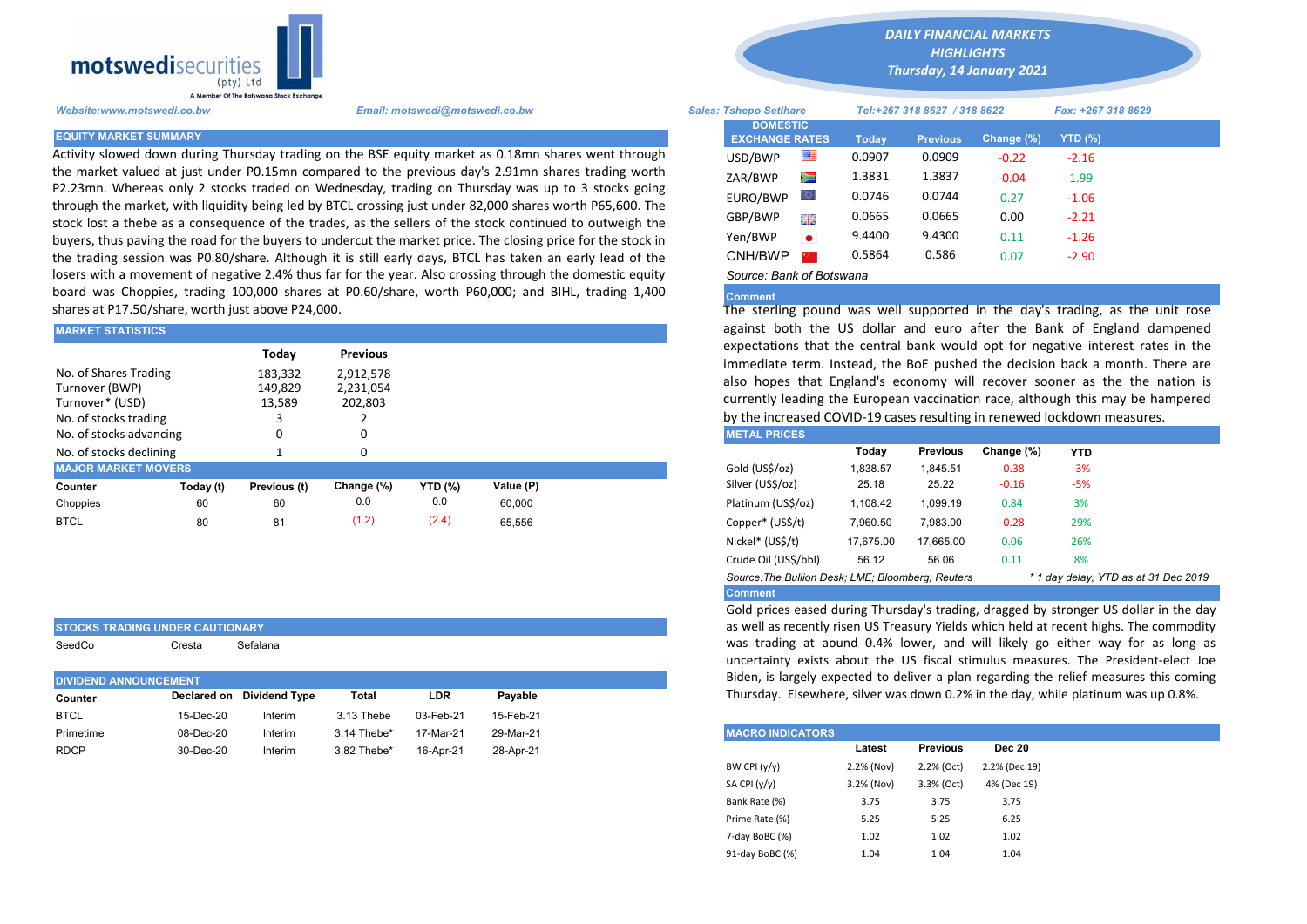**motswedisecurities** (pty) Ltd
A Member Of The Botswana Stock Exchange

# DAILY FINANCIAL MARKETS HIGHLIGHTS
## Thursday, 14 January 2021

*Website:www.motswedi.co.bw* *Email: motswedi@motswedi.co.bw* *Sales: Tshepo Setlhare* *Tel:+267 318 8627 / 318 8622* *Fax: +267 318 8629*

### EQUITY MARKET SUMMARY

Activity slowed down during Thursday trading on the BSE equity market as 0.18mn shares went through the market valued at just under P0.15mn compared to the previous day's 2.91mn shares trading worth P2.23mn. Whereas only 2 stocks traded on Wednesday, trading on Thursday was up to 3 stocks going through the market, with liquidity being led by BTCL crossing just under 82,000 shares worth P65,600. The stock lost a thebe as a consequence of the trades, as the sellers of the stock continued to outweigh the buyers, thus paving the road for the buyers to undercut the market price. The closing price for the stock in the trading session was P0.80/share. Although it is still early days, BTCL has taken an early lead of the losers with a movement of negative 2.4% thus far for the year. Also crossing through the domestic equity board was Choppies, trading 100,000 shares at P0.60/share, worth P60,000; and BIHL, trading 1,400 shares at P17.50/share, worth just above P24,000.

### MARKET STATISTICS

| | Today | Previous |
|---|---|---|
| No. of Shares Trading | 183,332 | 2,912,578 |
| Turnover (BWP) | 149,829 | 2,231,054 |
| Turnover* (USD) | 13,589 | 202,803 |
| No. of stocks trading | 3 | 2 |
| No. of stocks advancing | 0 | 0 |
| No. of stocks declining | 1 | 0 |

### MAJOR MARKET MOVERS

| Counter | Today (t) | Previous (t) | Change (%) | YTD (%) | Value (P) |
|---|---|---|---|---|---|
| Choppies | 60 | 60 | 0.0 | 0.0 | 60,000 |
| BTCL | 80 | 81 | (1.2) | (2.4) | 65,556 |

### STOCKS TRADING UNDER CAUTIONARY

SeedCo Cresta Sefalana

### DIVIDEND ANNOUNCEMENT

| Counter | Declared on | Dividend Type | Total | LDR | Payable |
|---|---|---|---|---|---|
| BTCL | 15-Dec-20 | Interim | 3.13 Thebe | 03-Feb-21 | 15-Feb-21 |
| Primetime | 08-Dec-20 | Interim | 3.14 Thebe* | 17-Mar-21 | 29-Mar-21 |
| RDCP | 30-Dec-20 | Interim | 3.82 Thebe* | 16-Apr-21 | 28-Apr-21 |

### DOMESTIC EXCHANGE RATES

| | Today | Previous | Change (%) | YTD (%) |
|---|---|---|---|---|
| USD/BWP | 0.0907 | 0.0909 | -0.22 | -2.16 |
| ZAR/BWP | 1.3831 | 1.3837 | -0.04 | 1.99 |
| EURO/BWP | 0.0746 | 0.0744 | 0.27 | -1.06 |
| GBP/BWP | 0.0665 | 0.0665 | 0.00 | -2.21 |
| Yen/BWP | 9.4400 | 9.4300 | 0.11 | -1.26 |
| CNH/BWP | 0.5864 | 0.586 | 0.07 | -2.90 |

*Source: Bank of Botswana*

**Comment**

The sterling pound was well supported in the day's trading, as the unit rose against both the US dollar and euro after the Bank of England dampened expectations that the central bank would opt for negative interest rates in the immediate term. Instead, the BoE pushed the decision back a month. There are also hopes that England's economy will recover sooner as the the nation is currently leading the European vaccination race, although this may be hampered by the increased COVID-19 cases resulting in renewed lockdown measures.

### METAL PRICES

| | Today | Previous | Change (%) | YTD |
|---|---|---|---|---|
| Gold (US$/oz) | 1,838.57 | 1,845.51 | -0.38 | -3% |
| Silver (US$/oz) | 25.18 | 25.22 | -0.16 | -5% |
| Platinum (US$/oz) | 1,108.42 | 1,099.19 | 0.84 | 3% |
| Copper* (US$/t) | 7,960.50 | 7,983.00 | -0.28 | 29% |
| Nickel* (US$/t) | 17,675.00 | 17,665.00 | 0.06 | 26% |
| Crude Oil (US$/bbl) | 56.12 | 56.06 | 0.11 | 8% |

*Source:The Bullion Desk; LME; Bloomberg; Reuters* * 1 day delay, YTD as at 31 Dec 2019*

**Comment**

Gold prices eased during Thursday's trading, dragged by stronger US dollar in the day as well as recently risen US Treasury Yields which held at recent highs. The commodity was trading at aound 0.4% lower, and will likely go either way for as long as uncertainty exists about the US fiscal stimulus measures. The President-elect Joe Biden, is largely expected to deliver a plan regarding the relief measures this coming Thursday. Elsewhere, silver was down 0.2% in the day, while platinum was up 0.8%.

### MACRO INDICATORS

| | Latest | Previous | Dec 20 |
|---|---|---|---|
| BW CPI (y/y) | 2.2% (Nov) | 2.2% (Oct) | 2.2% (Dec 19) |
| SA CPI (y/y) | 3.2% (Nov) | 3.3% (Oct) | 4% (Dec 19) |
| Bank Rate (%) | 3.75 | 3.75 | 3.75 |
| Prime Rate (%) | 5.25 | 5.25 | 6.25 |
| 7-day BoBC (%) | 1.02 | 1.02 | 1.02 |
| 91-day BoBC (%) | 1.04 | 1.04 | 1.04 |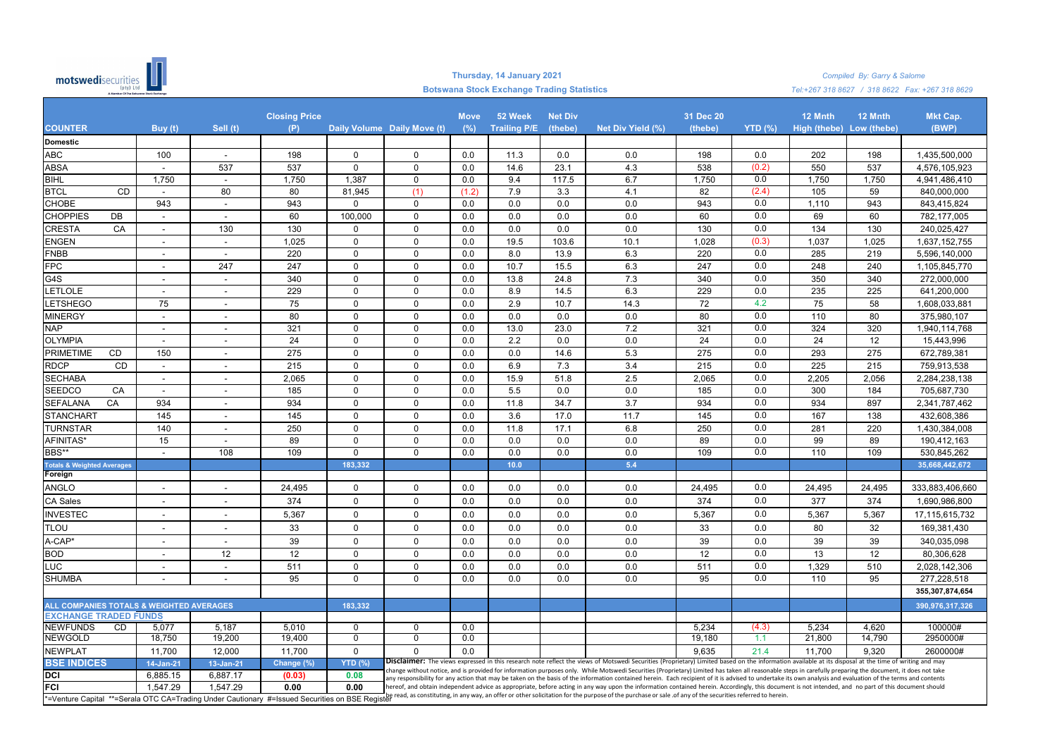motswedisecurities (pty) Ltd
A Member Of The Botswana Stock Exchange

**Thursday, 14 January 2021**

**Botswana Stock Exchange Trading Statistics**

*Compiled By: Garry & Salome*

*Tel:+267 318 8627 / 318 8622 Fax: +267 318 8629*

| COUNTER | | Buy (t) | Sell (t) | Closing Price (P) | Daily Volume | Daily Move (t) | Move (%) | 52 Week Trailing P/E | Net Div (thebe) | Net Div Yield (%) | 31 Dec 20 (thebe) | YTD (%) | 12 Mnth High (thebe) | 12 Mnth Low (thebe) | Mkt Cap. (BWP) |
|---|---|---|---|---|---|---|---|---|---|---|---|---|---|---|---|
| **Domestic** | | | | | | | | | | | | | | | |
| ABC | | 100 | - | 198 | 0 | 0 | 0.0 | 11.3 | 0.0 | 0.0 | 198 | 0.0 | 202 | 198 | 1,435,500,000 |
| ABSA | | - | 537 | 537 | 0 | 0 | 0.0 | 14.6 | 23.1 | 4.3 | 538 | (0.2) | 550 | 537 | 4,576,105,923 |
| BIHL | | 1,750 | - | 1,750 | 1,387 | 0 | 0.0 | 9.4 | 117.5 | 6.7 | 1,750 | 0.0 | 1,750 | 1,750 | 4,941,486,410 |
| BTCL | CD | - | 80 | 80 | 81,945 | (1) | (1.2) | 7.9 | 3.3 | 4.1 | 82 | (2.4) | 105 | 59 | 840,000,000 |
| CHOBE | | 943 | - | 943 | 0 | 0 | 0.0 | 0.0 | 0.0 | 0.0 | 943 | 0.0 | 1,110 | 943 | 843,415,824 |
| CHOPPIES | DB | - | - | 60 | 100,000 | 0 | 0.0 | 0.0 | 0.0 | 0.0 | 60 | 0.0 | 69 | 60 | 782,177,005 |
| CRESTA | CA | - | 130 | 130 | 0 | 0 | 0.0 | 0.0 | 0.0 | 0.0 | 130 | 0.0 | 134 | 130 | 240,025,427 |
| ENGEN | | - | - | 1,025 | 0 | 0 | 0.0 | 19.5 | 103.6 | 10.1 | 1,028 | (0.3) | 1,037 | 1,025 | 1,637,152,755 |
| FNBB | | - | - | 220 | 0 | 0 | 0.0 | 8.0 | 13.9 | 6.3 | 220 | 0.0 | 285 | 219 | 5,596,140,000 |
| FPC | | - | 247 | 247 | 0 | 0 | 0.0 | 10.7 | 15.5 | 6.3 | 247 | 0.0 | 248 | 240 | 1,105,845,770 |
| G4S | | - | - | 340 | 0 | 0 | 0.0 | 13.8 | 24.8 | 7.3 | 340 | 0.0 | 350 | 340 | 272,000,000 |
| LETLOLE | | - | - | 229 | 0 | 0 | 0.0 | 8.9 | 14.5 | 6.3 | 229 | 0.0 | 235 | 225 | 641,200,000 |
| LETSHEGO | | 75 | - | 75 | 0 | 0 | 0.0 | 2.9 | 10.7 | 14.3 | 72 | 4.2 | 75 | 58 | 1,608,033,881 |
| MINERGY | | - | - | 80 | 0 | 0 | 0.0 | 0.0 | 0.0 | 0.0 | 80 | 0.0 | 110 | 80 | 375,980,107 |
| NAP | | - | - | 321 | 0 | 0 | 0.0 | 13.0 | 23.0 | 7.2 | 321 | 0.0 | 324 | 320 | 1,940,114,768 |
| OLYMPIA | | - | - | 24 | 0 | 0 | 0.0 | 2.2 | 0.0 | 0.0 | 24 | 0.0 | 24 | 12 | 15,443,996 |
| PRIMETIME | CD | 150 | - | 275 | 0 | 0 | 0.0 | 0.0 | 14.6 | 5.3 | 275 | 0.0 | 293 | 275 | 672,789,381 |
| RDCP | CD | - | - | 215 | 0 | 0 | 0.0 | 6.9 | 7.3 | 3.4 | 215 | 0.0 | 225 | 215 | 759,913,538 |
| SECHABA | | - | - | 2,065 | 0 | 0 | 0.0 | 15.9 | 51.8 | 2.5 | 2,065 | 0.0 | 2,205 | 2,056 | 2,284,238,138 |
| SEEDCO | CA | - | - | 185 | 0 | 0 | 0.0 | 5.5 | 0.0 | 0.0 | 185 | 0.0 | 300 | 184 | 705,687,730 |
| SEFALANA | CA | 934 | - | 934 | 0 | 0 | 0.0 | 11.8 | 34.7 | 3.7 | 934 | 0.0 | 934 | 897 | 2,341,787,462 |
| STANCHART | | 145 | - | 145 | 0 | 0 | 0.0 | 3.6 | 17.0 | 11.7 | 145 | 0.0 | 167 | 138 | 432,608,386 |
| TURNSTAR | | 140 | - | 250 | 0 | 0 | 0.0 | 11.8 | 17.1 | 6.8 | 250 | 0.0 | 281 | 220 | 1,430,384,008 |
| AFINITAS* | | 15 | - | 89 | 0 | 0 | 0.0 | 0.0 | 0.0 | 0.0 | 89 | 0.0 | 99 | 89 | 190,412,163 |
| BBS** | | - | 108 | 109 | 0 | 0 | 0.0 | 0.0 | 0.0 | 0.0 | 109 | 0.0 | 110 | 109 | 530,845,262 |
| **Totals & Weighted Averages** | | | | | 183,332 | | | 10.0 | | 5.4 | | | | | 35,668,442,672 |
| **Foreign** | | | | | | | | | | | | | | | |
| ANGLO | | - | - | 24,495 | 0 | 0 | 0.0 | 0.0 | 0.0 | 0.0 | 24,495 | 0.0 | 24,495 | 24,495 | 333,883,406,660 |
| CA Sales | | - | - | 374 | 0 | 0 | 0.0 | 0.0 | 0.0 | 0.0 | 374 | 0.0 | 377 | 374 | 1,690,986,800 |
| INVESTEC | | - | - | 5,367 | 0 | 0 | 0.0 | 0.0 | 0.0 | 0.0 | 5,367 | 0.0 | 5,367 | 5,367 | 17,115,615,732 |
| TLOU | | - | - | 33 | 0 | 0 | 0.0 | 0.0 | 0.0 | 0.0 | 33 | 0.0 | 80 | 32 | 169,381,430 |
| A-CAP* | | - | - | 39 | 0 | 0 | 0.0 | 0.0 | 0.0 | 0.0 | 39 | 0.0 | 39 | 39 | 340,035,098 |
| BOD | | - | 12 | 12 | 0 | 0 | 0.0 | 0.0 | 0.0 | 0.0 | 12 | 0.0 | 13 | 12 | 80,306,628 |
| LUC | | - | - | 511 | 0 | 0 | 0.0 | 0.0 | 0.0 | 0.0 | 511 | 0.0 | 1,329 | 510 | 2,028,142,306 |
| SHUMBA | | - | - | 95 | 0 | 0 | 0.0 | 0.0 | 0.0 | 0.0 | 95 | 0.0 | 110 | 95 | 277,228,518 |
| | | | | | | | | | | | | | | | 355,307,874,654 |
| **ALL COMPANIES TOTALS & WEIGHTED AVERAGES** | | | | | 183,332 | | | | | | | | | | 390,976,317,326 |
| **EXCHANGE TRADED FUNDS** | | | | | | | | | | | | | | | |
| NEWFUNDS | CD | 5,077 | 5,187 | 5,010 | 0 | 0 | 0.0 | | | | 5,234 | (4.3) | 5,234 | 4,620 | 100000# |
| NEWGOLD | | 18,750 | 19,200 | 19,400 | 0 | 0 | 0.0 | | | | 19,180 | 1.1 | 21,800 | 14,790 | 2950000# |
| NEWPLAT | | 11,700 | 12,000 | 11,700 | 0 | 0 | 0.0 | | | | 9,635 | 21.4 | 11,700 | 9,320 | 2600000# |

| BSE INDICES | 14-Jan-21 | 13-Jan-21 | Change (%) | YTD (%) |
|---|---|---|---|---|
| DCI | 6,885.15 | 6,887.17 | (0.03) | 0.08 |
| FCI | 1,547.29 | 1,547.29 | 0.00 | 0.00 |

*=Venture Capital **=Serala OTC CA=Trading Under Cautionary #=Issued Securities on BSE Register

**Disclaimer:** The views expressed in this research note reflect the views of Motswedi Securities (Proprietary) Limited based on the information available at its disposal at the time of writing and may change without notice, and is provided for information purposes only. While Motswedi Securities (Proprietary) Limited has taken all reasonable steps in carefully preparing the document, it does not take any responsibility for any action that may be taken on the basis of the information contained herein. Each recipient of it is advised to undertake its own analysis and evaluation of the terms and contents hereof, and obtain independent advice as appropriate, before acting in any way upon the information contained herein. Accordingly, this document is not intended, and no part of this document should be read, as constituting, in any way, an offer or other solicitation for the purpose of the purchase or sale .of any of the securities referred to herein.